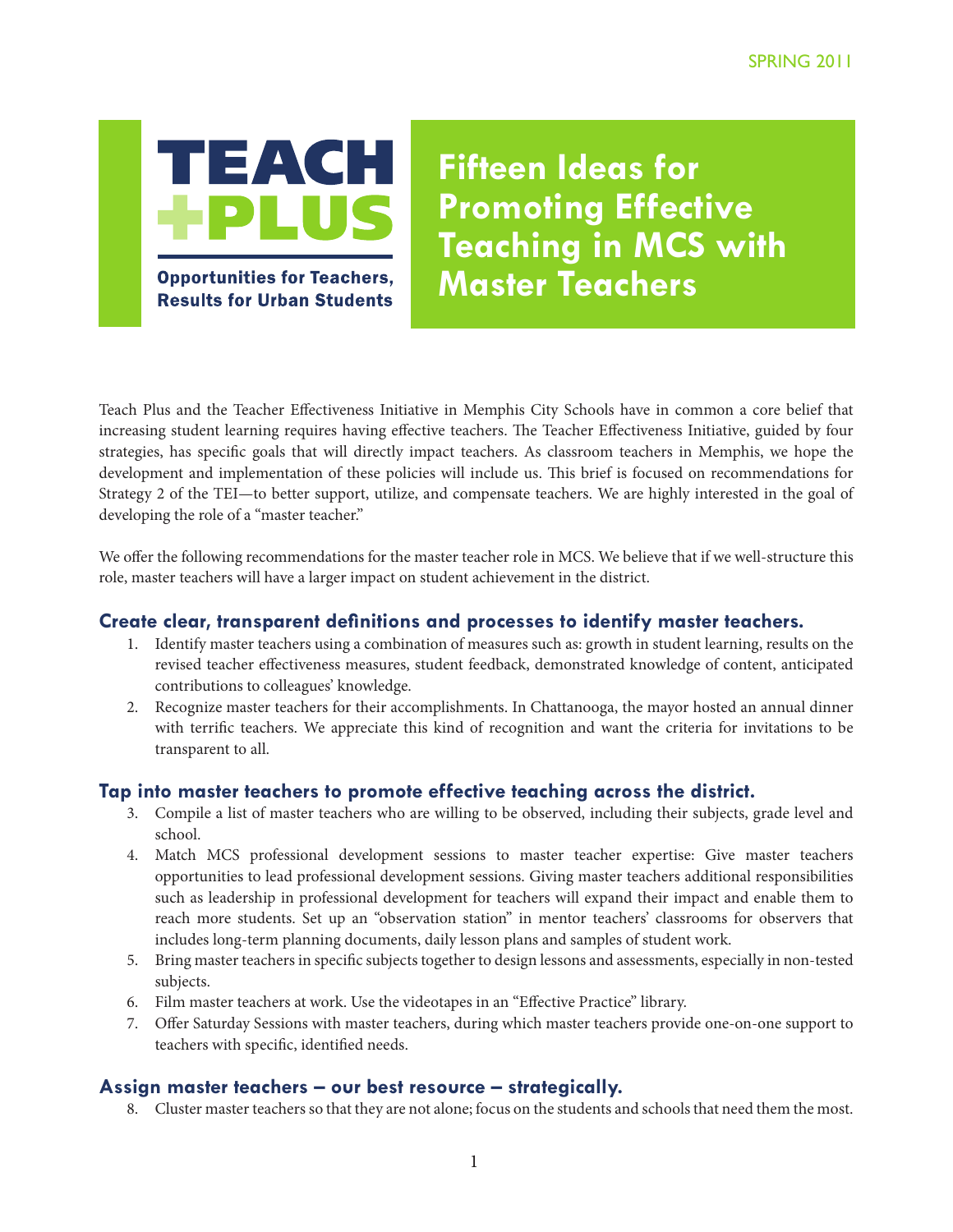SPRING 2011

**TEACH PLUS**

**Opportunities for Teachers, Results for Urban Students**

# Fifteen Ideas for Promoting Effective Teaching in MCS with Master Teachers

Teach Plus and the Teacher Effectiveness Initiative in Memphis City Schools have in common a core belief that increasing student learning requires having effective teachers. The Teacher Effectiveness Initiative, guided by four strategies, has specific goals that will directly impact teachers. As classroom teachers in Memphis, we hope the development and implementation of these policies will include us. This brief is focused on recommendations for Strategy 2 of the TEI—to better support, utilize, and compensate teachers. We are highly interested in the goal of developing the role of a "master teacher."

We offer the following recommendations for the master teacher role in MCS. We believe that if we well-structure this role, master teachers will have a larger impact on student achievement in the district.

## Create clear, transparent definitions and processes to identify master teachers.

1. Identify master teachers using a combination of measures such as: growth in student learning, results on the revised teacher effectiveness measures, student feedback, demonstrated knowledge of content, anticipated contributions to colleagues' knowledge.
2. Recognize master teachers for their accomplishments. In Chattanooga, the mayor hosted an annual dinner with terrific teachers. We appreciate this kind of recognition and want the criteria for invitations to be transparent to all.

## Tap into master teachers to promote effective teaching across the district.

3. Compile a list of master teachers who are willing to be observed, including their subjects, grade level and school.
4. Match MCS professional development sessions to master teacher expertise: Give master teachers opportunities to lead professional development sessions. Giving master teachers additional responsibilities such as leadership in professional development for teachers will expand their impact and enable them to reach more students. Set up an "observation station" in mentor teachers' classrooms for observers that includes long-term planning documents, daily lesson plans and samples of student work.
5. Bring master teachers in specific subjects together to design lessons and assessments, especially in non-tested subjects.
6. Film master teachers at work. Use the videotapes in an "Effective Practice" library.
7. Offer Saturday Sessions with master teachers, during which master teachers provide one-on-one support to teachers with specific, identified needs.

## Assign master teachers – our best resource – strategically.

8. Cluster master teachers so that they are not alone; focus on the students and schools that need them the most.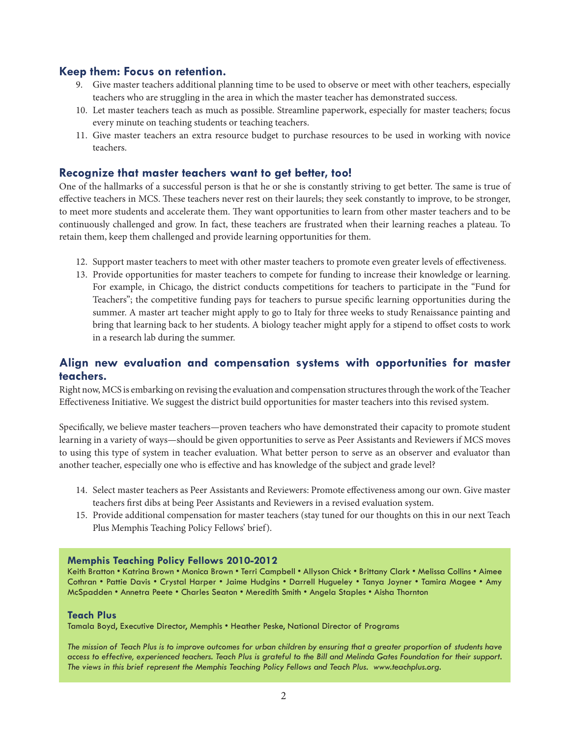## Keep them: Focus on retention.

9. Give master teachers additional planning time to be used to observe or meet with other teachers, especially teachers who are struggling in the area in which the master teacher has demonstrated success.
10. Let master teachers teach as much as possible. Streamline paperwork, especially for master teachers; focus every minute on teaching students or teaching teachers.
11. Give master teachers an extra resource budget to purchase resources to be used in working with novice teachers.

## Recognize that master teachers want to get better, too!

One of the hallmarks of a successful person is that he or she is constantly striving to get better. The same is true of effective teachers in MCS. These teachers never rest on their laurels; they seek constantly to improve, to be stronger, to meet more students and accelerate them. They want opportunities to learn from other master teachers and to be continuously challenged and grow. In fact, these teachers are frustrated when their learning reaches a plateau. To retain them, keep them challenged and provide learning opportunities for them.

12. Support master teachers to meet with other master teachers to promote even greater levels of effectiveness.
13. Provide opportunities for master teachers to compete for funding to increase their knowledge or learning. For example, in Chicago, the district conducts competitions for teachers to participate in the "Fund for Teachers"; the competitive funding pays for teachers to pursue specific learning opportunities during the summer. A master art teacher might apply to go to Italy for three weeks to study Renaissance painting and bring that learning back to her students. A biology teacher might apply for a stipend to offset costs to work in a research lab during the summer.

## Align new evaluation and compensation systems with opportunities for master teachers.

Right now, MCS is embarking on revising the evaluation and compensation structures through the work of the Teacher Effectiveness Initiative. We suggest the district build opportunities for master teachers into this revised system.

Specifically, we believe master teachers—proven teachers who have demonstrated their capacity to promote student learning in a variety of ways—should be given opportunities to serve as Peer Assistants and Reviewers if MCS moves to using this type of system in teacher evaluation. What better person to serve as an observer and evaluator than another teacher, especially one who is effective and has knowledge of the subject and grade level?

14. Select master teachers as Peer Assistants and Reviewers: Promote effectiveness among our own. Give master teachers first dibs at being Peer Assistants and Reviewers in a revised evaluation system.
15. Provide additional compensation for master teachers (stay tuned for our thoughts on this in our next Teach Plus Memphis Teaching Policy Fellows' brief).

### Memphis Teaching Policy Fellows 2010-2012

Keith Bratton • Katrina Brown • Monica Brown • Terri Campbell • Allyson Chick • Brittany Clark • Melissa Collins • Aimee Cothran • Pattie Davis • Crystal Harper • Jaime Hudgins • Darrell Hugueley • Tanya Joyner • Tamira Magee • Amy McSpadden • Annetra Peete • Charles Seaton • Meredith Smith • Angela Staples • Aisha Thornton

### Teach Plus

Tamala Boyd, Executive Director, Memphis • Heather Peske, National Director of Programs

*The mission of Teach Plus is to improve outcomes for urban children by ensuring that a greater proportion of students have access to effective, experienced teachers. Teach Plus is grateful to the Bill and Melinda Gates Foundation for their support. The views in this brief represent the Memphis Teaching Policy Fellows and Teach Plus. www.teachplus.org.*